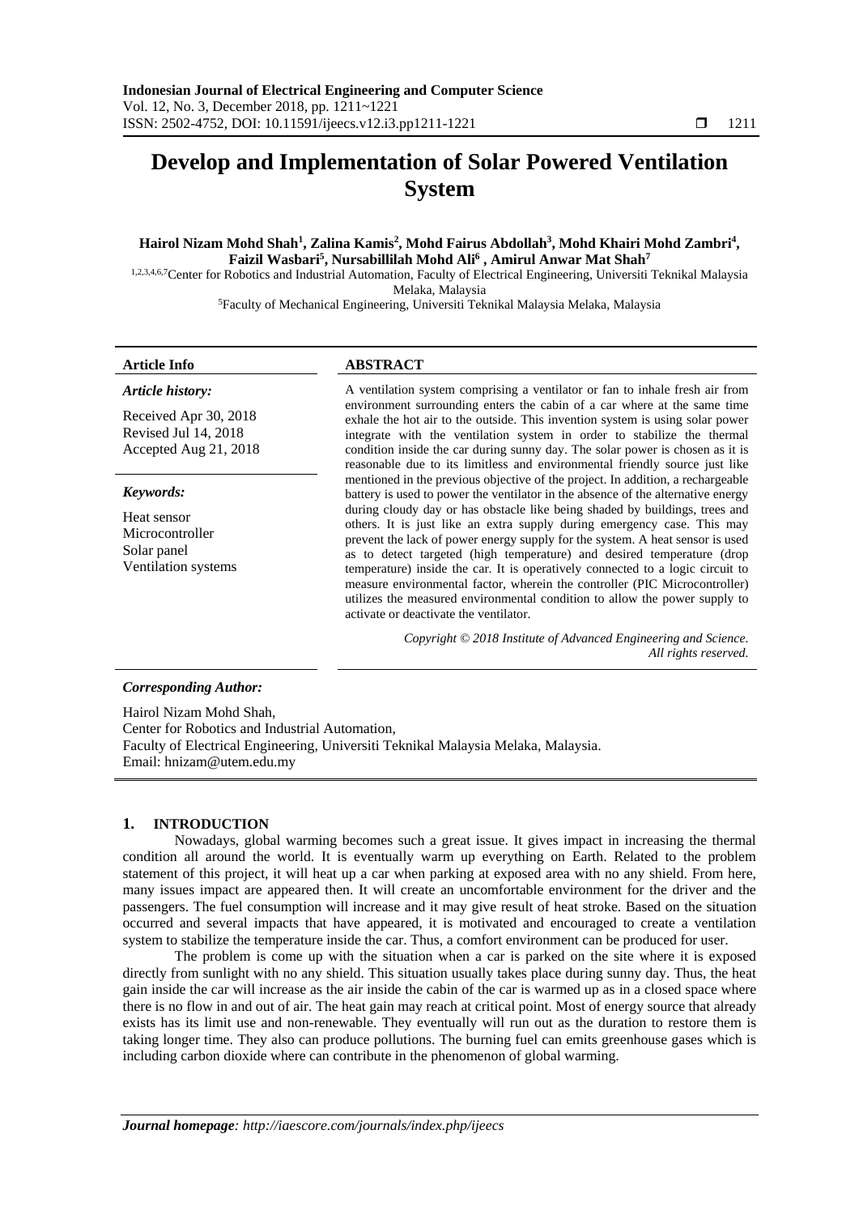# Develop and Implementation of Solar Powered Ventilation System

**Hairol Nizam Mohd Shah[1], Zalina Kamis[2], Mohd Fairus Abdollah[3], Mohd Khairi Mohd Zambri[4], Faizil Wasbari[5], Nursabillilah Mohd Ali[6] , Amirul Anwar Mat Shah[7]**

[1,2,3,4,6,7]Center for Robotics and Industrial Automation, Faculty of Electrical Engineering, Universiti Teknikal Malaysia Melaka, Malaysia

[5]Faculty of Mechanical Engineering, Universiti Teknikal Malaysia Melaka, Malaysia

**Article Info**

*Article history:*

Received Apr 30, 2018
Revised Jul 14, 2018
Accepted Aug 21, 2018

*Keywords:*

Heat sensor
Microcontroller
Solar panel
Ventilation systems

**ABSTRACT**

A ventilation system comprising a ventilator or fan to inhale fresh air from environment surrounding enters the cabin of a car where at the same time exhale the hot air to the outside. This invention system is using solar power integrate with the ventilation system in order to stabilize the thermal condition inside the car during sunny day. The solar power is chosen as it is reasonable due to its limitless and environmental friendly source just like mentioned in the previous objective of the project. In addition, a rechargeable battery is used to power the ventilator in the absence of the alternative energy during cloudy day or has obstacle like being shaded by buildings, trees and others. It is just like an extra supply during emergency case. This may prevent the lack of power energy supply for the system. A heat sensor is used as to detect targeted (high temperature) and desired temperature (drop temperature) inside the car. It is operatively connected to a logic circuit to measure environmental factor, wherein the controller (PIC Microcontroller) utilizes the measured environmental condition to allow the power supply to activate or deactivate the ventilator.

*Copyright © 2018 Institute of Advanced Engineering and Science. All rights reserved.*

***Corresponding Author:***

Hairol Nizam Mohd Shah,
Center for Robotics and Industrial Automation,
Faculty of Electrical Engineering, Universiti Teknikal Malaysia Melaka, Malaysia.
Email: hnizam@utem.edu.my

## 1. INTRODUCTION

Nowadays, global warming becomes such a great issue. It gives impact in increasing the thermal condition all around the world. It is eventually warm up everything on Earth. Related to the problem statement of this project, it will heat up a car when parking at exposed area with no any shield. From here, many issues impact are appeared then. It will create an uncomfortable environment for the driver and the passengers. The fuel consumption will increase and it may give result of heat stroke. Based on the situation occurred and several impacts that have appeared, it is motivated and encouraged to create a ventilation system to stabilize the temperature inside the car. Thus, a comfort environment can be produced for user.

The problem is come up with the situation when a car is parked on the site where it is exposed directly from sunlight with no any shield. This situation usually takes place during sunny day. Thus, the heat gain inside the car will increase as the air inside the cabin of the car is warmed up as in a closed space where there is no flow in and out of air. The heat gain may reach at critical point. Most of energy source that already exists has its limit use and non-renewable. They eventually will run out as the duration to restore them is taking longer time. They also can produce pollutions. The burning fuel can emits greenhouse gases which is including carbon dioxide where can contribute in the phenomenon of global warming.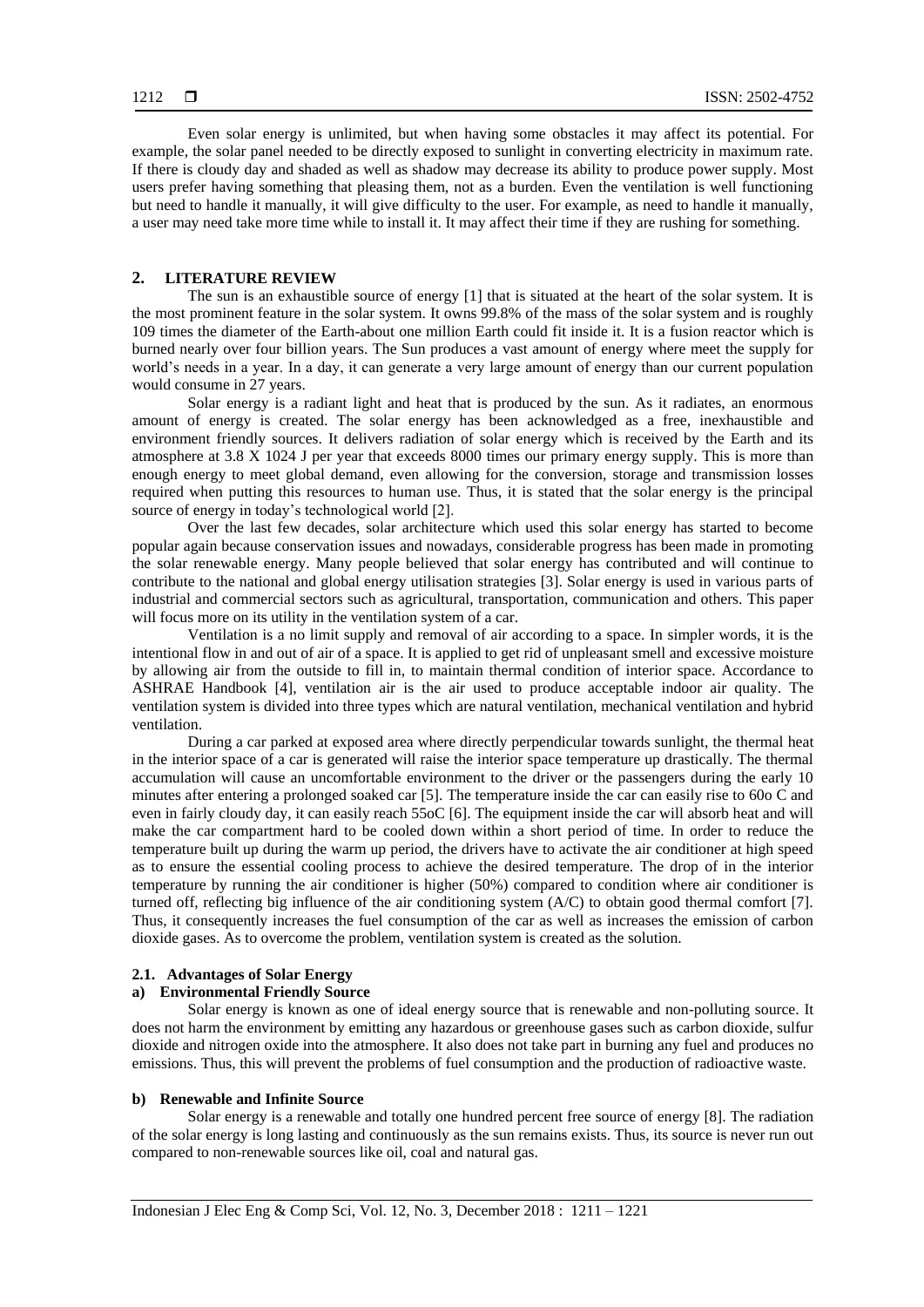Even solar energy is unlimited, but when having some obstacles it may affect its potential. For example, the solar panel needed to be directly exposed to sunlight in converting electricity in maximum rate. If there is cloudy day and shaded as well as shadow may decrease its ability to produce power supply. Most users prefer having something that pleasing them, not as a burden. Even the ventilation is well functioning but need to handle it manually, it will give difficulty to the user. For example, as need to handle it manually, a user may need take more time while to install it. It may affect their time if they are rushing for something.

## 2. LITERATURE REVIEW

The sun is an exhaustible source of energy [1] that is situated at the heart of the solar system. It is the most prominent feature in the solar system. It owns 99.8% of the mass of the solar system and is roughly 109 times the diameter of the Earth-about one million Earth could fit inside it. It is a fusion reactor which is burned nearly over four billion years. The Sun produces a vast amount of energy where meet the supply for world's needs in a year. In a day, it can generate a very large amount of energy than our current population would consume in 27 years.

Solar energy is a radiant light and heat that is produced by the sun. As it radiates, an enormous amount of energy is created. The solar energy has been acknowledged as a free, inexhaustible and environment friendly sources. It delivers radiation of solar energy which is received by the Earth and its atmosphere at 3.8 X 1024 J per year that exceeds 8000 times our primary energy supply. This is more than enough energy to meet global demand, even allowing for the conversion, storage and transmission losses required when putting this resources to human use. Thus, it is stated that the solar energy is the principal source of energy in today's technological world [2].

Over the last few decades, solar architecture which used this solar energy has started to become popular again because conservation issues and nowadays, considerable progress has been made in promoting the solar renewable energy. Many people believed that solar energy has contributed and will continue to contribute to the national and global energy utilisation strategies [3]. Solar energy is used in various parts of industrial and commercial sectors such as agricultural, transportation, communication and others. This paper will focus more on its utility in the ventilation system of a car.

Ventilation is a no limit supply and removal of air according to a space. In simpler words, it is the intentional flow in and out of air of a space. It is applied to get rid of unpleasant smell and excessive moisture by allowing air from the outside to fill in, to maintain thermal condition of interior space. Accordance to ASHRAE Handbook [4], ventilation air is the air used to produce acceptable indoor air quality. The ventilation system is divided into three types which are natural ventilation, mechanical ventilation and hybrid ventilation.

During a car parked at exposed area where directly perpendicular towards sunlight, the thermal heat in the interior space of a car is generated will raise the interior space temperature up drastically. The thermal accumulation will cause an uncomfortable environment to the driver or the passengers during the early 10 minutes after entering a prolonged soaked car [5]. The temperature inside the car can easily rise to 60o C and even in fairly cloudy day, it can easily reach 55oC [6]. The equipment inside the car will absorb heat and will make the car compartment hard to be cooled down within a short period of time. In order to reduce the temperature built up during the warm up period, the drivers have to activate the air conditioner at high speed as to ensure the essential cooling process to achieve the desired temperature. The drop of in the interior temperature by running the air conditioner is higher (50%) compared to condition where air conditioner is turned off, reflecting big influence of the air conditioning system (A/C) to obtain good thermal comfort [7]. Thus, it consequently increases the fuel consumption of the car as well as increases the emission of carbon dioxide gases. As to overcome the problem, ventilation system is created as the solution.

### 2.1. Advantages of Solar Energy

#### a) Environmental Friendly Source

Solar energy is known as one of ideal energy source that is renewable and non-polluting source. It does not harm the environment by emitting any hazardous or greenhouse gases such as carbon dioxide, sulfur dioxide and nitrogen oxide into the atmosphere. It also does not take part in burning any fuel and produces no emissions. Thus, this will prevent the problems of fuel consumption and the production of radioactive waste.

#### b) Renewable and Infinite Source

Solar energy is a renewable and totally one hundred percent free source of energy [8]. The radiation of the solar energy is long lasting and continuously as the sun remains exists. Thus, its source is never run out compared to non-renewable sources like oil, coal and natural gas.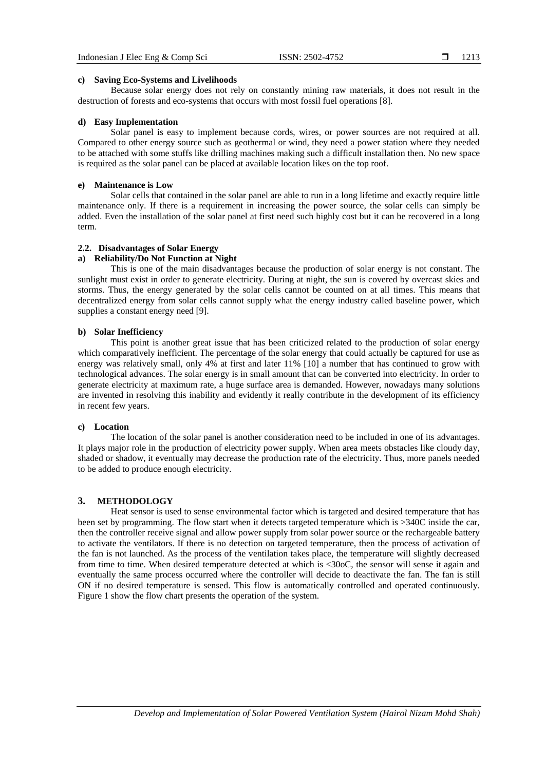**c) Saving Eco-Systems and Livelihoods**

Because solar energy does not rely on constantly mining raw materials, it does not result in the destruction of forests and eco-systems that occurs with most fossil fuel operations [8].

**d) Easy Implementation**

Solar panel is easy to implement because cords, wires, or power sources are not required at all. Compared to other energy source such as geothermal or wind, they need a power station where they needed to be attached with some stuffs like drilling machines making such a difficult installation then. No new space is required as the solar panel can be placed at available location likes on the top roof.

**e) Maintenance is Low**

Solar cells that contained in the solar panel are able to run in a long lifetime and exactly require little maintenance only. If there is a requirement in increasing the power source, the solar cells can simply be added. Even the installation of the solar panel at first need such highly cost but it can be recovered in a long term.

### 2.2. Disadvantages of Solar Energy

**a) Reliability/Do Not Function at Night**

This is one of the main disadvantages because the production of solar energy is not constant. The sunlight must exist in order to generate electricity. During at night, the sun is covered by overcast skies and storms. Thus, the energy generated by the solar cells cannot be counted on at all times. This means that decentralized energy from solar cells cannot supply what the energy industry called baseline power, which supplies a constant energy need [9].

**b) Solar Inefficiency**

This point is another great issue that has been criticized related to the production of solar energy which comparatively inefficient. The percentage of the solar energy that could actually be captured for use as energy was relatively small, only 4% at first and later 11% [10] a number that has continued to grow with technological advances. The solar energy is in small amount that can be converted into electricity. In order to generate electricity at maximum rate, a huge surface area is demanded. However, nowadays many solutions are invented in resolving this inability and evidently it really contribute in the development of its efficiency in recent few years.

**c) Location**

The location of the solar panel is another consideration need to be included in one of its advantages. It plays major role in the production of electricity power supply. When area meets obstacles like cloudy day, shaded or shadow, it eventually may decrease the production rate of the electricity. Thus, more panels needed to be added to produce enough electricity.

## 3. METHODOLOGY

Heat sensor is used to sense environmental factor which is targeted and desired temperature that has been set by programming. The flow start when it detects targeted temperature which is >340C inside the car, then the controller receive signal and allow power supply from solar power source or the rechargeable battery to activate the ventilators. If there is no detection on targeted temperature, then the process of activation of the fan is not launched. As the process of the ventilation takes place, the temperature will slightly decreased from time to time. When desired temperature detected at which is <30oC, the sensor will sense it again and eventually the same process occurred where the controller will decide to deactivate the fan. The fan is still ON if no desired temperature is sensed. This flow is automatically controlled and operated continuously. Figure 1 show the flow chart presents the operation of the system.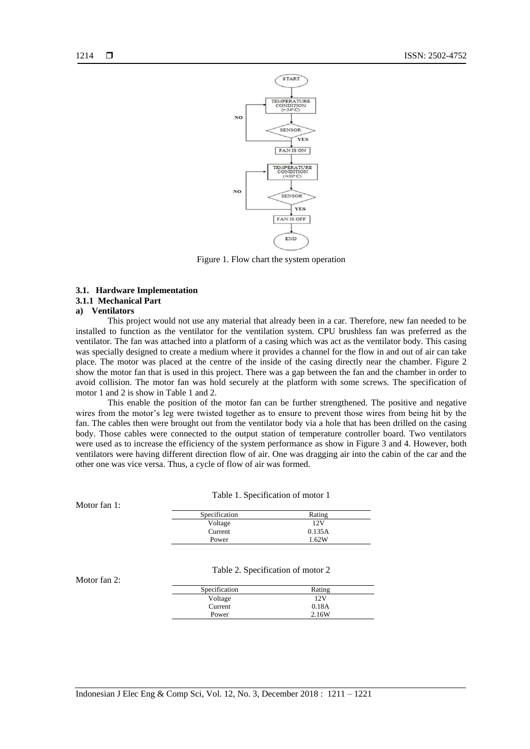Figure 1. Flow chart the system operation

### 3.1. Hardware Implementation

#### 3.1.1 Mechanical Part

**a) Ventilators**

This project would not use any material that already been in a car. Therefore, new fan needed to be installed to function as the ventilator for the ventilation system. CPU brushless fan was preferred as the ventilator. The fan was attached into a platform of a casing which was act as the ventilator body. This casing was specially designed to create a medium where it provides a channel for the flow in and out of air can take place. The motor was placed at the centre of the inside of the casing directly near the chamber. Figure 2 show the motor fan that is used in this project. There was a gap between the fan and the chamber in order to avoid collision. The motor fan was hold securely at the platform with some screws. The specification of motor 1 and 2 is show in Table 1 and 2.

This enable the position of the motor fan can be further strengthened. The positive and negative wires from the motor's leg were twisted together as to ensure to prevent those wires from being hit by the fan. The cables then were brought out from the ventilator body via a hole that has been drilled on the casing body. Those cables were connected to the output station of temperature controller board. Two ventilators were used as to increase the efficiency of the system performance as show in Figure 3 and 4. However, both ventilators were having different direction flow of air. One was dragging air into the cabin of the car and the other one was vice versa. Thus, a cycle of flow of air was formed.

Motor fan 1:

Table 1. Specification of motor 1

| Specification | Rating |
|---|---|
| Voltage | 12V |
| Current | 0.135A |
| Power | 1.62W |

Motor fan 2:

Table 2. Specification of motor 2

| Specification | Rating |
|---|---|
| Voltage | 12V |
| Current | 0.18A |
| Power | 2.16W |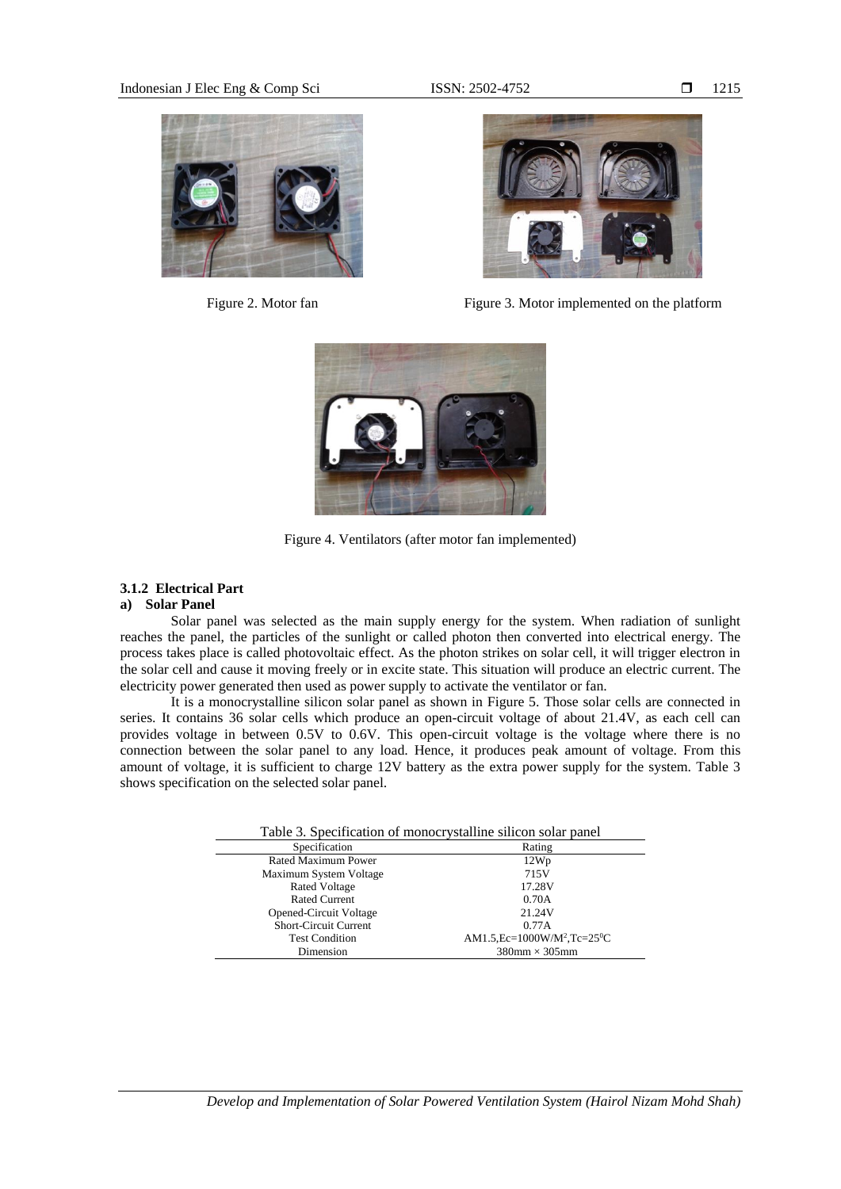Figure 2. Motor fan

Figure 3. Motor implemented on the platform

Figure 4. Ventilators (after motor fan implemented)

### 3.1.2 Electrical Part

#### a) Solar Panel

Solar panel was selected as the main supply energy for the system. When radiation of sunlight reaches the panel, the particles of the sunlight or called photon then converted into electrical energy. The process takes place is called photovoltaic effect. As the photon strikes on solar cell, it will trigger electron in the solar cell and cause it moving freely or in excite state. This situation will produce an electric current. The electricity power generated then used as power supply to activate the ventilator or fan.

It is a monocrystalline silicon solar panel as shown in Figure 5. Those solar cells are connected in series. It contains 36 solar cells which produce an open-circuit voltage of about 21.4V, as each cell can provides voltage in between 0.5V to 0.6V. This open-circuit voltage is the voltage where there is no connection between the solar panel to any load. Hence, it produces peak amount of voltage. From this amount of voltage, it is sufficient to charge 12V battery as the extra power supply for the system. Table 3 shows specification on the selected solar panel.

Table 3. Specification of monocrystalline silicon solar panel

| Specification | Rating |
|---|---|
| Rated Maximum Power | 12Wp |
| Maximum System Voltage | 715V |
| Rated Voltage | 17.28V |
| Rated Current | 0.70A |
| Opened-Circuit Voltage | 21.24V |
| Short-Circuit Current | 0.77A |
| Test Condition | AM1.5,Ec=1000W/M$^2$,Tc=25$^0$C |
| Dimension | 380mm × 305mm |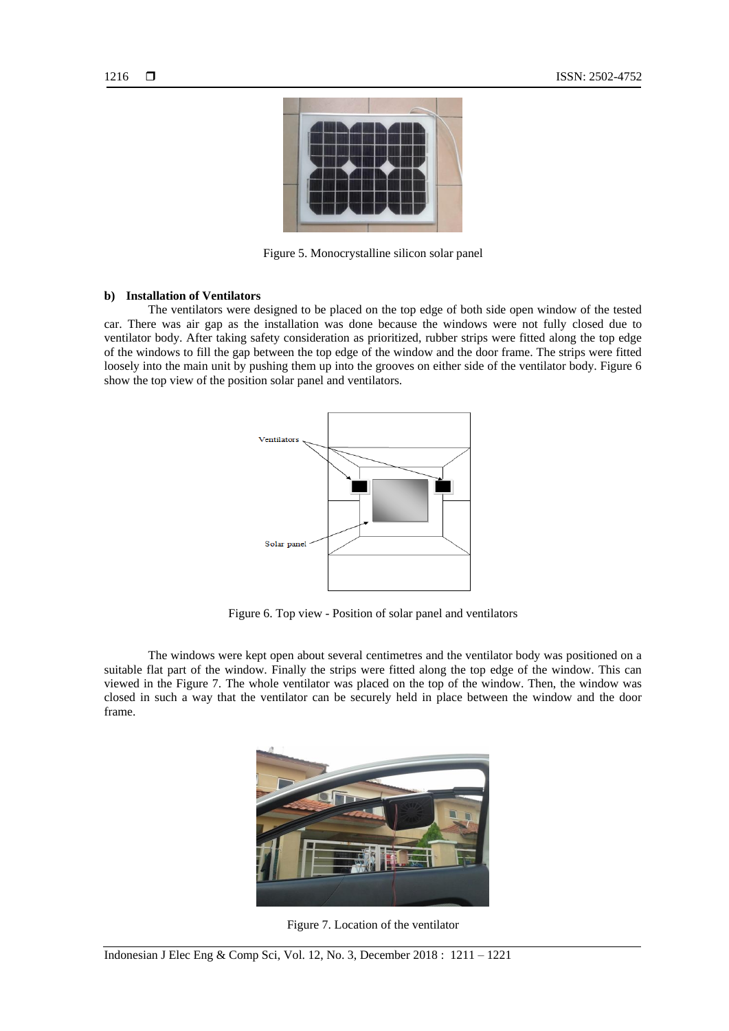Figure 5. Monocrystalline silicon solar panel

**b) Installation of Ventilators**

The ventilators were designed to be placed on the top edge of both side open window of the tested car. There was air gap as the installation was done because the windows were not fully closed due to ventilator body. After taking safety consideration as prioritized, rubber strips were fitted along the top edge of the windows to fill the gap between the top edge of the window and the door frame. The strips were fitted loosely into the main unit by pushing them up into the grooves on either side of the ventilator body. Figure 6 show the top view of the position solar panel and ventilators.

Figure 6. Top view - Position of solar panel and ventilators

The windows were kept open about several centimetres and the ventilator body was positioned on a suitable flat part of the window. Finally the strips were fitted along the top edge of the window. This can viewed in the Figure 7. The whole ventilator was placed on the top of the window. Then, the window was closed in such a way that the ventilator can be securely held in place between the window and the door frame.

Figure 7. Location of the ventilator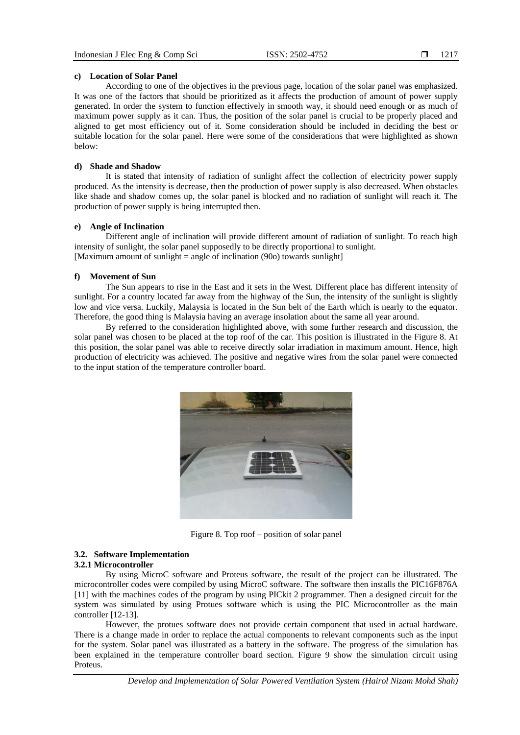#### c) Location of Solar Panel

According to one of the objectives in the previous page, location of the solar panel was emphasized. It was one of the factors that should be prioritized as it affects the production of amount of power supply generated. In order the system to function effectively in smooth way, it should need enough or as much of maximum power supply as it can. Thus, the position of the solar panel is crucial to be properly placed and aligned to get most efficiency out of it. Some consideration should be included in deciding the best or suitable location for the solar panel. Here were some of the considerations that were highlighted as shown below:

#### d) Shade and Shadow

It is stated that intensity of radiation of sunlight affect the collection of electricity power supply produced. As the intensity is decrease, then the production of power supply is also decreased. When obstacles like shade and shadow comes up, the solar panel is blocked and no radiation of sunlight will reach it. The production of power supply is being interrupted then.

#### e) Angle of Inclination

Different angle of inclination will provide different amount of radiation of sunlight. To reach high intensity of sunlight, the solar panel supposedly to be directly proportional to sunlight.
[Maximum amount of sunlight = angle of inclination (90o) towards sunlight]

#### f) Movement of Sun

The Sun appears to rise in the East and it sets in the West. Different place has different intensity of sunlight. For a country located far away from the highway of the Sun, the intensity of the sunlight is slightly low and vice versa. Luckily, Malaysia is located in the Sun belt of the Earth which is nearly to the equator. Therefore, the good thing is Malaysia having an average insolation about the same all year around.

By referred to the consideration highlighted above, with some further research and discussion, the solar panel was chosen to be placed at the top roof of the car. This position is illustrated in the Figure 8. At this position, the solar panel was able to receive directly solar irradiation in maximum amount. Hence, high production of electricity was achieved. The positive and negative wires from the solar panel were connected to the input station of the temperature controller board.

Figure 8. Top roof – position of solar panel

## 3.2. Software Implementation

### 3.2.1 Microcontroller

By using MicroC software and Proteus software, the result of the project can be illustrated. The microcontroller codes were compiled by using MicroC software. The software then installs the PIC16F876A [11] with the machines codes of the program by using PICkit 2 programmer. Then a designed circuit for the system was simulated by using Protues software which is using the PIC Microcontroller as the main controller [12-13].

However, the protues software does not provide certain component that used in actual hardware. There is a change made in order to replace the actual components to relevant components such as the input for the system. Solar panel was illustrated as a battery in the software. The progress of the simulation has been explained in the temperature controller board section. Figure 9 show the simulation circuit using Proteus.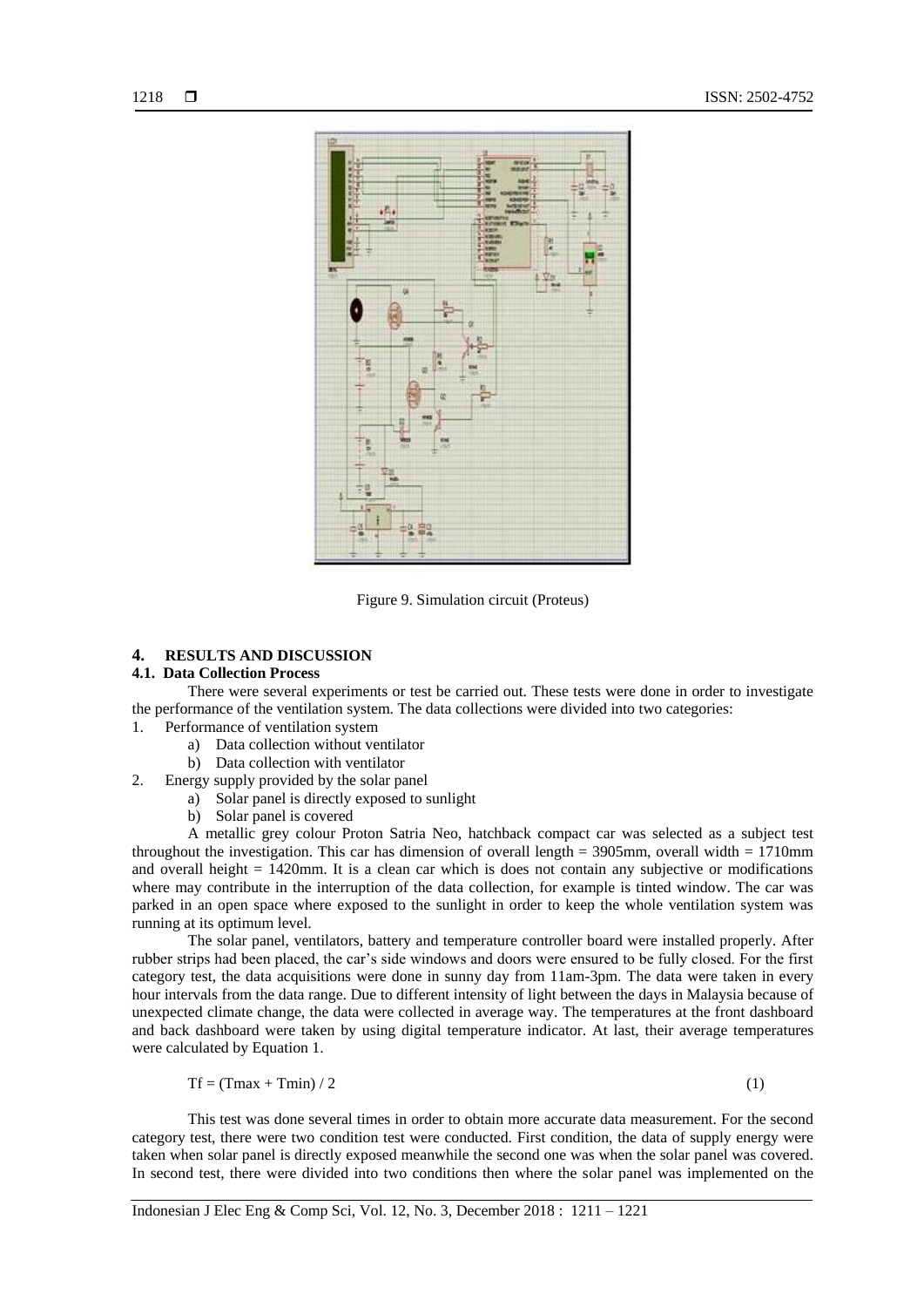Figure 9. Simulation circuit (Proteus)

## 4. RESULTS AND DISCUSSION

### 4.1. Data Collection Process

There were several experiments or test be carried out. These tests were done in order to investigate the performance of the ventilation system. The data collections were divided into two categories:

1. Performance of ventilation system
   a) Data collection without ventilator
   b) Data collection with ventilator
2. Energy supply provided by the solar panel
   a) Solar panel is directly exposed to sunlight
   b) Solar panel is covered

A metallic grey colour Proton Satria Neo, hatchback compact car was selected as a subject test throughout the investigation. This car has dimension of overall length = 3905mm, overall width = 1710mm and overall height = 1420mm. It is a clean car which is does not contain any subjective or modifications where may contribute in the interruption of the data collection, for example is tinted window. The car was parked in an open space where exposed to the sunlight in order to keep the whole ventilation system was running at its optimum level.

The solar panel, ventilators, battery and temperature controller board were installed properly. After rubber strips had been placed, the car's side windows and doors were ensured to be fully closed. For the first category test, the data acquisitions were done in sunny day from 11am-3pm. The data were taken in every hour intervals from the data range. Due to different intensity of light between the days in Malaysia because of unexpected climate change, the data were collected in average way. The temperatures at the front dashboard and back dashboard were taken by using digital temperature indicator. At last, their average temperatures were calculated by Equation 1.

$$T_f = (T_{max} + T_{min}) / 2 \tag{1}$$

This test was done several times in order to obtain more accurate data measurement. For the second category test, there were two condition test were conducted. First condition, the data of supply energy were taken when solar panel is directly exposed meanwhile the second one was when the solar panel was covered. In second test, there were divided into two conditions then where the solar panel was implemented on the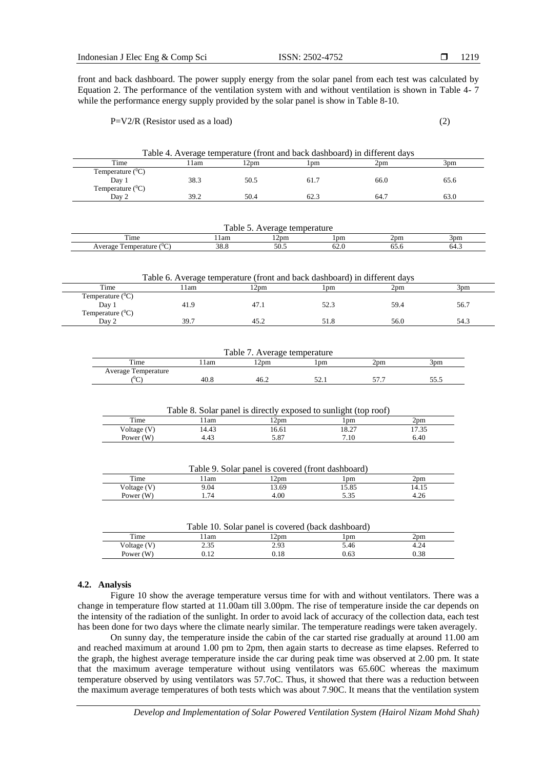front and back dashboard. The power supply energy from the solar panel from each test was calculated by Equation 2. The performance of the ventilation system with and without ventilation is shown in Table 4- 7 while the performance energy supply provided by the solar panel is show in Table 8-10.

$$P=V2/R \text{ (Resistor used as a load)} \tag{2}$$

Table 4. Average temperature (front and back dashboard) in different days

| Time | 11am | 12pm | 1pm | 2pm | 3pm |
|---|---|---|---|---|---|
| Temperature ($^0$C) Day 1 | 38.3 | 50.5 | 61.7 | 66.0 | 65.6 |
| Temperature ($^0$C) Day 2 | 39.2 | 50.4 | 62.3 | 64.7 | 63.0 |

Table 5. Average temperature

| Time | 11am | 12pm | 1pm | 2pm | 3pm |
|---|---|---|---|---|---|
| Average Temperature ($^0$C) | 38.8 | 50.5 | 62.0 | 65.6 | 64.3 |

Table 6. Average temperature (front and back dashboard) in different days

| Time | 11am | 12pm | 1pm | 2pm | 3pm |
|---|---|---|---|---|---|
| Temperature ($^0$C) Day 1 | 41.9 | 47.1 | 52.3 | 59.4 | 56.7 |
| Temperature ($^0$C) Day 2 | 39.7 | 45.2 | 51.8 | 56.0 | 54.3 |

Table 7. Average temperature

| Time | 11am | 12pm | 1pm | 2pm | 3pm |
|---|---|---|---|---|---|
| Average Temperature ($^0$C) | 40.8 | 46.2 | 52.1 | 57.7 | 55.5 |

Table 8. Solar panel is directly exposed to sunlight (top roof)

| Time | 11am | 12pm | 1pm | 2pm |
|---|---|---|---|---|
| Voltage (V) | 14.43 | 16.61 | 18.27 | 17.35 |
| Power (W) | 4.43 | 5.87 | 7.10 | 6.40 |

Table 9. Solar panel is covered (front dashboard)

| Time | 11am | 12pm | 1pm | 2pm |
|---|---|---|---|---|
| Voltage (V) | 9.04 | 13.69 | 15.85 | 14.15 |
| Power (W) | 1.74 | 4.00 | 5.35 | 4.26 |

Table 10. Solar panel is covered (back dashboard)

| Time | 11am | 12pm | 1pm | 2pm |
|---|---|---|---|---|
| Voltage (V) | 2.35 | 2.93 | 5.46 | 4.24 |
| Power (W) | 0.12 | 0.18 | 0.63 | 0.38 |

### 4.2. Analysis

Figure 10 show the average temperature versus time for with and without ventilators. There was a change in temperature flow started at 11.00am till 3.00pm. The rise of temperature inside the car depends on the intensity of the radiation of the sunlight. In order to avoid lack of accuracy of the collection data, each test has been done for two days where the climate nearly similar. The temperature readings were taken averagely.

On sunny day, the temperature inside the cabin of the car started rise gradually at around 11.00 am and reached maximum at around 1.00 pm to 2pm, then again starts to decrease as time elapses. Referred to the graph, the highest average temperature inside the car during peak time was observed at 2.00 pm. It state that the maximum average temperature without using ventilators was 65.60C whereas the maximum temperature observed by using ventilators was 57.7oC. Thus, it showed that there was a reduction between the maximum average temperatures of both tests which was about 7.90C. It means that the ventilation system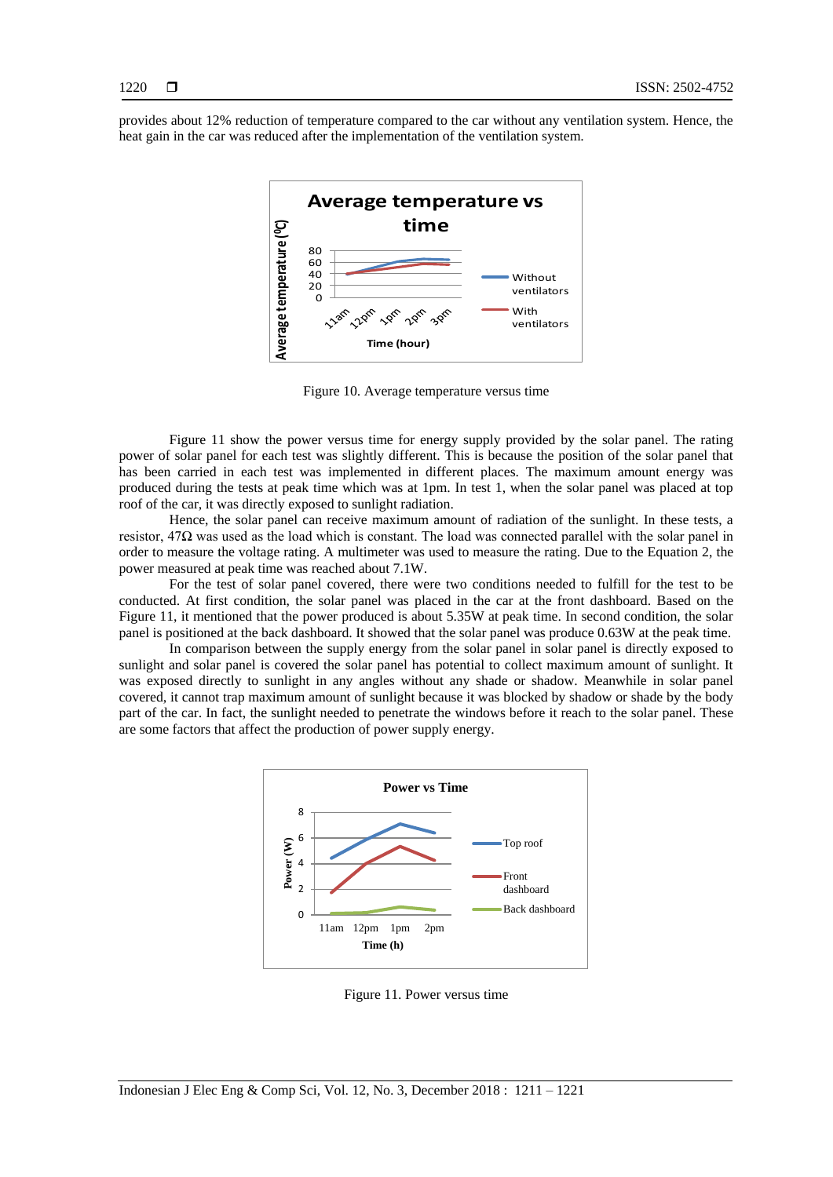provides about 12% reduction of temperature compared to the car without any ventilation system. Hence, the heat gain in the car was reduced after the implementation of the ventilation system.

Figure 10. Average temperature versus time

Figure 11 show the power versus time for energy supply provided by the solar panel. The rating power of solar panel for each test was slightly different. This is because the position of the solar panel that has been carried in each test was implemented in different places. The maximum amount energy was produced during the tests at peak time which was at 1pm. In test 1, when the solar panel was placed at top roof of the car, it was directly exposed to sunlight radiation.

Hence, the solar panel can receive maximum amount of radiation of the sunlight. In these tests, a resistor, 47Ω was used as the load which is constant. The load was connected parallel with the solar panel in order to measure the voltage rating. A multimeter was used to measure the rating. Due to the Equation 2, the power measured at peak time was reached about 7.1W.

For the test of solar panel covered, there were two conditions needed to fulfill for the test to be conducted. At first condition, the solar panel was placed in the car at the front dashboard. Based on the Figure 11, it mentioned that the power produced is about 5.35W at peak time. In second condition, the solar panel is positioned at the back dashboard. It showed that the solar panel was produce 0.63W at the peak time.

In comparison between the supply energy from the solar panel in solar panel is directly exposed to sunlight and solar panel is covered the solar panel has potential to collect maximum amount of sunlight. It was exposed directly to sunlight in any angles without any shade or shadow. Meanwhile in solar panel covered, it cannot trap maximum amount of sunlight because it was blocked by shadow or shade by the body part of the car. In fact, the sunlight needed to penetrate the windows before it reach to the solar panel. These are some factors that affect the production of power supply energy.

Figure 11. Power versus time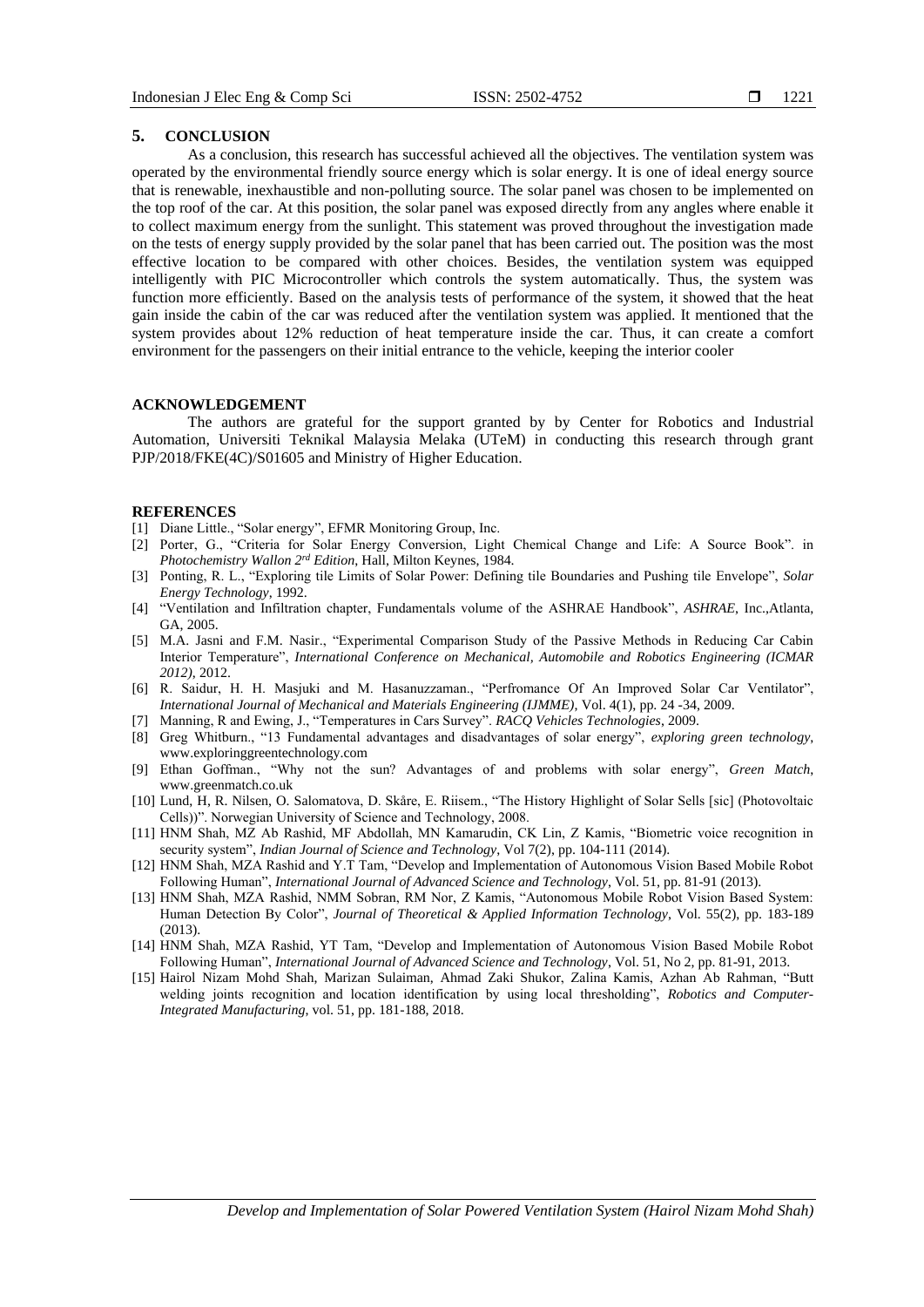## 5. CONCLUSION

As a conclusion, this research has successful achieved all the objectives. The ventilation system was operated by the environmental friendly source energy which is solar energy. It is one of ideal energy source that is renewable, inexhaustible and non-polluting source. The solar panel was chosen to be implemented on the top roof of the car. At this position, the solar panel was exposed directly from any angles where enable it to collect maximum energy from the sunlight. This statement was proved throughout the investigation made on the tests of energy supply provided by the solar panel that has been carried out. The position was the most effective location to be compared with other choices. Besides, the ventilation system was equipped intelligently with PIC Microcontroller which controls the system automatically. Thus, the system was function more efficiently. Based on the analysis tests of performance of the system, it showed that the heat gain inside the cabin of the car was reduced after the ventilation system was applied. It mentioned that the system provides about 12% reduction of heat temperature inside the car. Thus, it can create a comfort environment for the passengers on their initial entrance to the vehicle, keeping the interior cooler

## ACKNOWLEDGEMENT

The authors are grateful for the support granted by by Center for Robotics and Industrial Automation, Universiti Teknikal Malaysia Melaka (UTeM) in conducting this research through grant PJP/2018/FKE(4C)/S01605 and Ministry of Higher Education.

## REFERENCES

[1] Diane Little., "Solar energy", EFMR Monitoring Group, Inc.
[2] Porter, G., "Criteria for Solar Energy Conversion, Light Chemical Change and Life: A Source Book". in *Photochemistry Wallon 2nd Edition*, Hall, Milton Keynes, 1984.
[3] Ponting, R. L., "Exploring tile Limits of Solar Power: Defining tile Boundaries and Pushing tile Envelope", *Solar Energy Technology*, 1992.
[4] "Ventilation and Infiltration chapter, Fundamentals volume of the ASHRAE Handbook", *ASHRAE*, Inc.,Atlanta, GA, 2005.
[5] M.A. Jasni and F.M. Nasir., "Experimental Comparison Study of the Passive Methods in Reducing Car Cabin Interior Temperature", *International Conference on Mechanical, Automobile and Robotics Engineering (ICMAR 2012)*, 2012.
[6] R. Saidur, H. H. Masjuki and M. Hasanuzzaman., "Perfromance Of An Improved Solar Car Ventilator", *International Journal of Mechanical and Materials Engineering (IJMME)*, Vol. 4(1), pp. 24 -34, 2009.
[7] Manning, R and Ewing, J., "Temperatures in Cars Survey". *RACQ Vehicles Technologies*, 2009.
[8] Greg Whitburn., "13 Fundamental advantages and disadvantages of solar energy", *exploring green technology*, www.exploringgreentechnology.com
[9] Ethan Goffman., "Why not the sun? Advantages of and problems with solar energy", *Green Match*, www.greenmatch.co.uk
[10] Lund, H, R. Nilsen, O. Salomatova, D. Skåre, E. Riisem., "The History Highlight of Solar Sells [sic] (Photovoltaic Cells))". Norwegian University of Science and Technology, 2008.
[11] HNM Shah, MZ Ab Rashid, MF Abdollah, MN Kamarudin, CK Lin, Z Kamis, "Biometric voice recognition in security system", *Indian Journal of Science and Technology*, Vol 7(2), pp. 104-111 (2014).
[12] HNM Shah, MZA Rashid and Y.T Tam, "Develop and Implementation of Autonomous Vision Based Mobile Robot Following Human", *International Journal of Advanced Science and Technology*, Vol. 51, pp. 81-91 (2013).
[13] HNM Shah, MZA Rashid, NMM Sobran, RM Nor, Z Kamis, "Autonomous Mobile Robot Vision Based System: Human Detection By Color", *Journal of Theoretical & Applied Information Technology*, Vol. 55(2), pp. 183-189 (2013).
[14] HNM Shah, MZA Rashid, YT Tam, "Develop and Implementation of Autonomous Vision Based Mobile Robot Following Human", *International Journal of Advanced Science and Technology*, Vol. 51, No 2, pp. 81-91, 2013.
[15] Hairol Nizam Mohd Shah, Marizan Sulaiman, Ahmad Zaki Shukor, Zalina Kamis, Azhan Ab Rahman, "Butt welding joints recognition and location identification by using local thresholding", *Robotics and Computer-Integrated Manufacturing*, vol. 51, pp. 181-188, 2018.